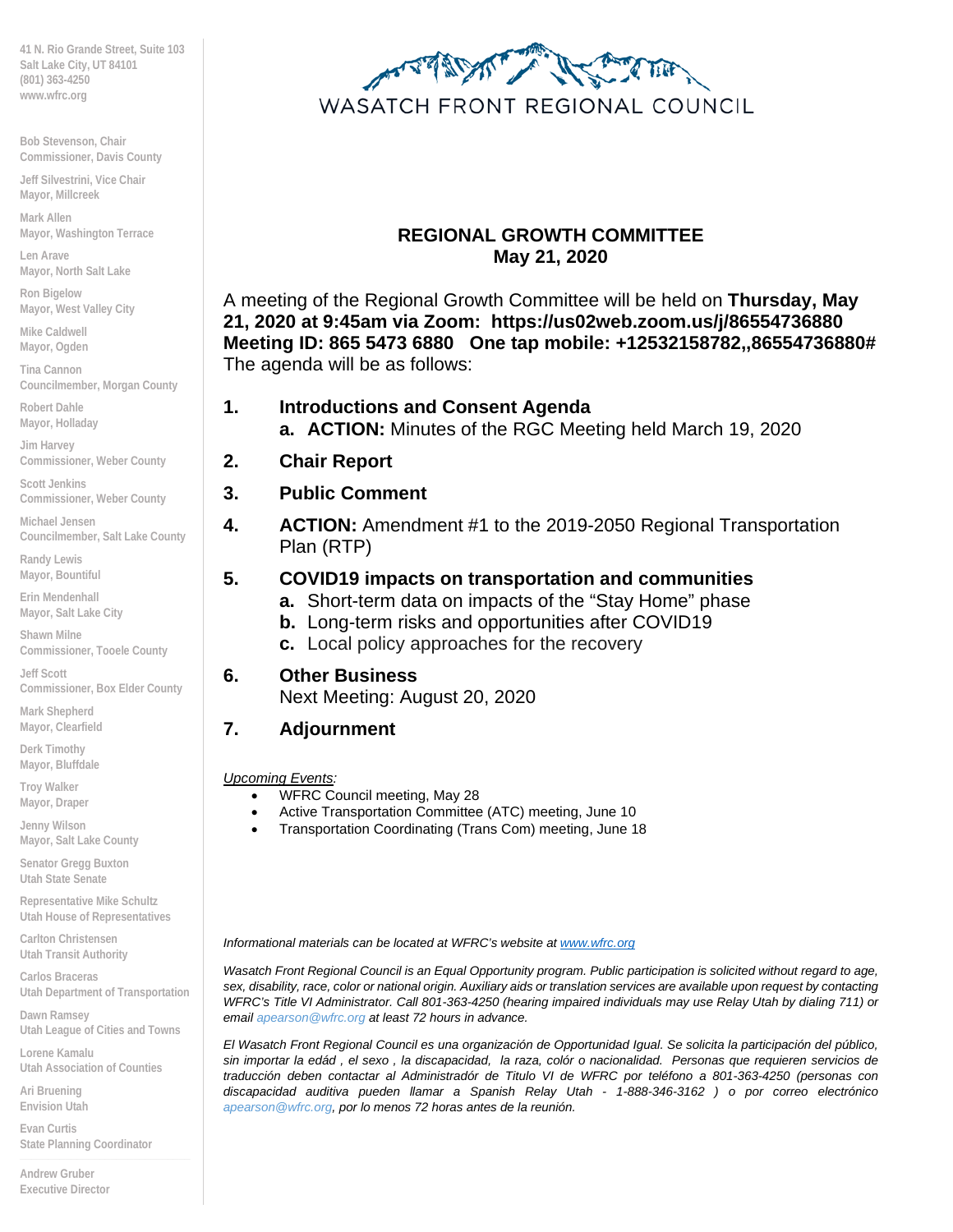41 N. Rio Grande Street, Suite 103
Salt Lake City, UT 84101
(801) 363-4250
www.wfrc.org

Bob Stevenson, Chair
Commissioner, Davis County

Jeff Silvestrini, Vice Chair
Mayor, Millcreek

Mark Allen
Mayor, Washington Terrace

Len Arave
Mayor, North Salt Lake

Ron Bigelow
Mayor, West Valley City

Mike Caldwell
Mayor, Ogden

Tina Cannon
Councilmember, Morgan County

Robert Dahle
Mayor, Holladay

Jim Harvey
Commissioner, Weber County

Scott Jenkins
Commissioner, Weber County

Michael Jensen
Councilmember, Salt Lake County

Randy Lewis
Mayor, Bountiful

Erin Mendenhall
Mayor, Salt Lake City

Shawn Milne
Commissioner, Tooele County

Jeff Scott
Commissioner, Box Elder County

Mark Shepherd
Mayor, Clearfield

Derk Timothy
Mayor, Bluffdale

Troy Walker
Mayor, Draper

Jenny Wilson
Mayor, Salt Lake County

Senator Gregg Buxton
Utah State Senate

Representative Mike Schultz
Utah House of Representatives

Carlton Christensen
Utah Transit Authority

Carlos Braceras
Utah Department of Transportation

Dawn Ramsey
Utah League of Cities and Towns

Lorene Kamalu
Utah Association of Counties

Ari Bruening
Envision Utah

Evan Curtis
State Planning Coordinator

Andrew Gruber
Executive Director

WASATCH FRONT REGIONAL COUNCIL

# REGIONAL GROWTH COMMITTEE
## May 21, 2020

A meeting of the Regional Growth Committee will be held on **Thursday, May 21, 2020 at 9:45am via Zoom: https://us02web.zoom.us/j/86554736880 Meeting ID: 865 5473 6880 One tap mobile: +12532158782,,86554736880#** The agenda will be as follows:

1. **Introductions and Consent Agenda**
   a. **ACTION:** Minutes of the RGC Meeting held March 19, 2020
2. **Chair Report**
3. **Public Comment**
4. **ACTION:** Amendment #1 to the 2019-2050 Regional Transportation Plan (RTP)
5. **COVID19 impacts on transportation and communities**
   a. Short-term data on impacts of the "Stay Home" phase
   b. Long-term risks and opportunities after COVID19
   c. Local policy approaches for the recovery
6. **Other Business**
   Next Meeting: August 20, 2020
7. **Adjournment**

*Upcoming Events:*

- WFRC Council meeting, May 28
- Active Transportation Committee (ATC) meeting, June 10
- Transportation Coordinating (Trans Com) meeting, June 18

*Informational materials can be located at WFRC's website at www.wfrc.org*

*Wasatch Front Regional Council is an Equal Opportunity program. Public participation is solicited without regard to age, sex, disability, race, color or national origin. Auxiliary aids or translation services are available upon request by contacting WFRC's Title VI Administrator. Call 801-363-4250 (hearing impaired individuals may use Relay Utah by dialing 711) or email apearson@wfrc.org at least 72 hours in advance.*

*El Wasatch Front Regional Council es una organización de Opportunidad Igual. Se solicita la participación del público, sin importar la edád , el sexo , la discapacidad, la raza, colór o nacionalidad. Personas que requieren servicios de traducción deben contactar al Administradór de Titulo VI de WFRC por teléfono a 801-363-4250 (personas con discapacidad auditiva pueden llamar a Spanish Relay Utah - 1-888-346-3162 ) o por correo electrónico apearson@wfrc.org, por lo menos 72 horas antes de la reunión.*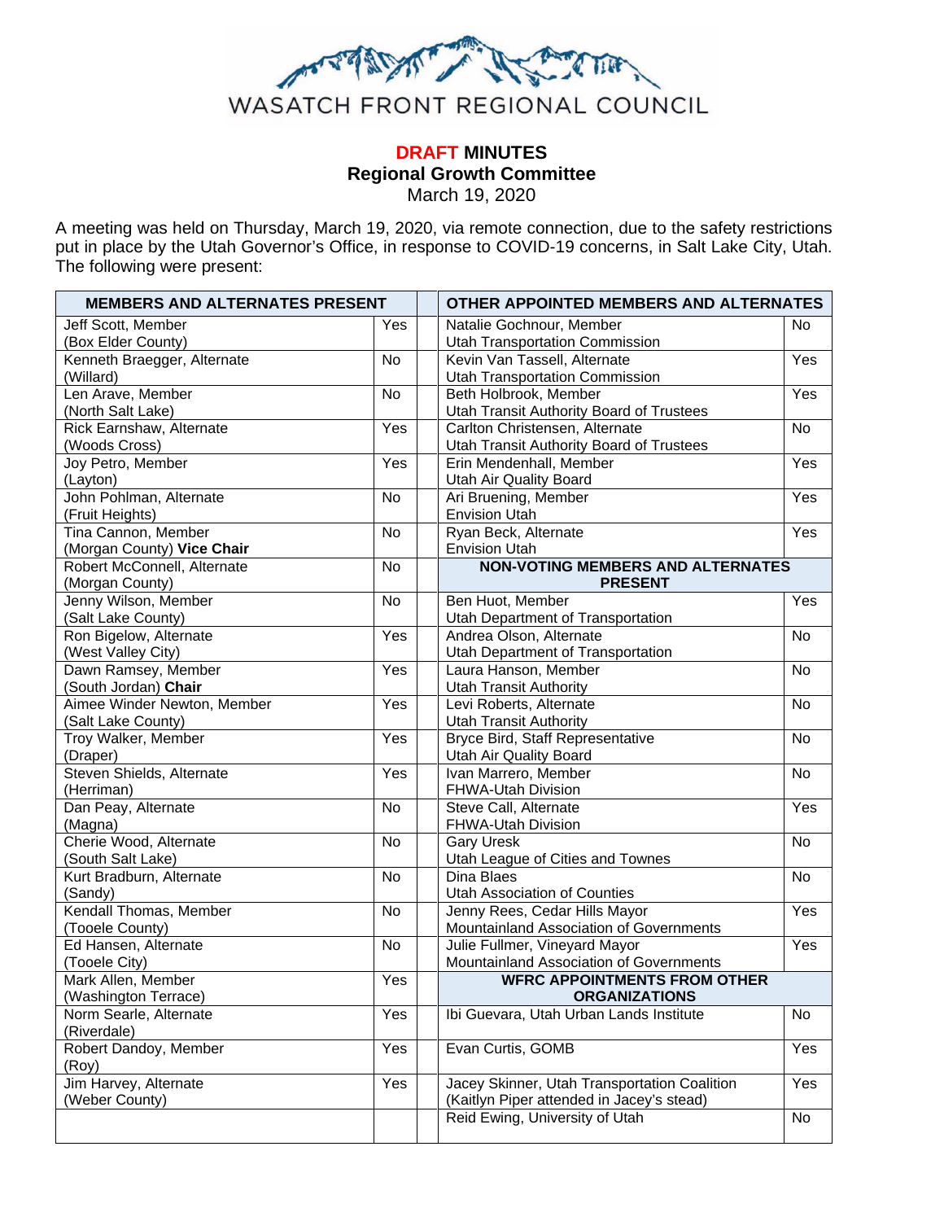WASATCH FRONT REGIONAL COUNCIL

**DRAFT MINUTES**
**Regional Growth Committee**
March 19, 2020

A meeting was held on Thursday, March 19, 2020, via remote connection, due to the safety restrictions put in place by the Utah Governor's Office, in response to COVID-19 concerns, in Salt Lake City, Utah. The following were present:

| MEMBERS AND ALTERNATES PRESENT | | | OTHER APPOINTED MEMBERS AND ALTERNATES | |
|---|---|---|---|---|
| Jeff Scott, Member (Box Elder County) | Yes | | Natalie Gochnour, Member Utah Transportation Commission | No |
| Kenneth Braegger, Alternate (Willard) | No | | Kevin Van Tassell, Alternate Utah Transportation Commission | Yes |
| Len Arave, Member (North Salt Lake) | No | | Beth Holbrook, Member Utah Transit Authority Board of Trustees | Yes |
| Rick Earnshaw, Alternate (Woods Cross) | Yes | | Carlton Christensen, Alternate Utah Transit Authority Board of Trustees | No |
| Joy Petro, Member (Layton) | Yes | | Erin Mendenhall, Member Utah Air Quality Board | Yes |
| John Pohlman, Alternate (Fruit Heights) | No | | Ari Bruening, Member Envision Utah | Yes |
| Tina Cannon, Member (Morgan County) **Vice Chair** | No | | Ryan Beck, Alternate Envision Utah | Yes |
| Robert McConnell, Alternate (Morgan County) | No | | **NON-VOTING MEMBERS AND ALTERNATES PRESENT** | |
| Jenny Wilson, Member (Salt Lake County) | No | | Ben Huot, Member Utah Department of Transportation | Yes |
| Ron Bigelow, Alternate (West Valley City) | Yes | | Andrea Olson, Alternate Utah Department of Transportation | No |
| Dawn Ramsey, Member (South Jordan) **Chair** | Yes | | Laura Hanson, Member Utah Transit Authority | No |
| Aimee Winder Newton, Member (Salt Lake County) | Yes | | Levi Roberts, Alternate Utah Transit Authority | No |
| Troy Walker, Member (Draper) | Yes | | Bryce Bird, Staff Representative Utah Air Quality Board | No |
| Steven Shields, Alternate (Herriman) | Yes | | Ivan Marrero, Member FHWA-Utah Division | No |
| Dan Peay, Alternate (Magna) | No | | Steve Call, Alternate FHWA-Utah Division | Yes |
| Cherie Wood, Alternate (South Salt Lake) | No | | Gary Uresk Utah League of Cities and Townes | No |
| Kurt Bradburn, Alternate (Sandy) | No | | Dina Blaes Utah Association of Counties | No |
| Kendall Thomas, Member (Tooele County) | No | | Jenny Rees, Cedar Hills Mayor Mountainland Association of Governments | Yes |
| Ed Hansen, Alternate (Tooele City) | No | | Julie Fullmer, Vineyard Mayor Mountainland Association of Governments | Yes |
| Mark Allen, Member (Washington Terrace) | Yes | | **WFRC APPOINTMENTS FROM OTHER ORGANIZATIONS** | |
| Norm Searle, Alternate (Riverdale) | Yes | | Ibi Guevara, Utah Urban Lands Institute | No |
| Robert Dandoy, Member (Roy) | Yes | | Evan Curtis, GOMB | Yes |
| Jim Harvey, Alternate (Weber County) | Yes | | Jacey Skinner, Utah Transportation Coalition (Kaitlyn Piper attended in Jacey's stead) | Yes |
| | | | Reid Ewing, University of Utah | No |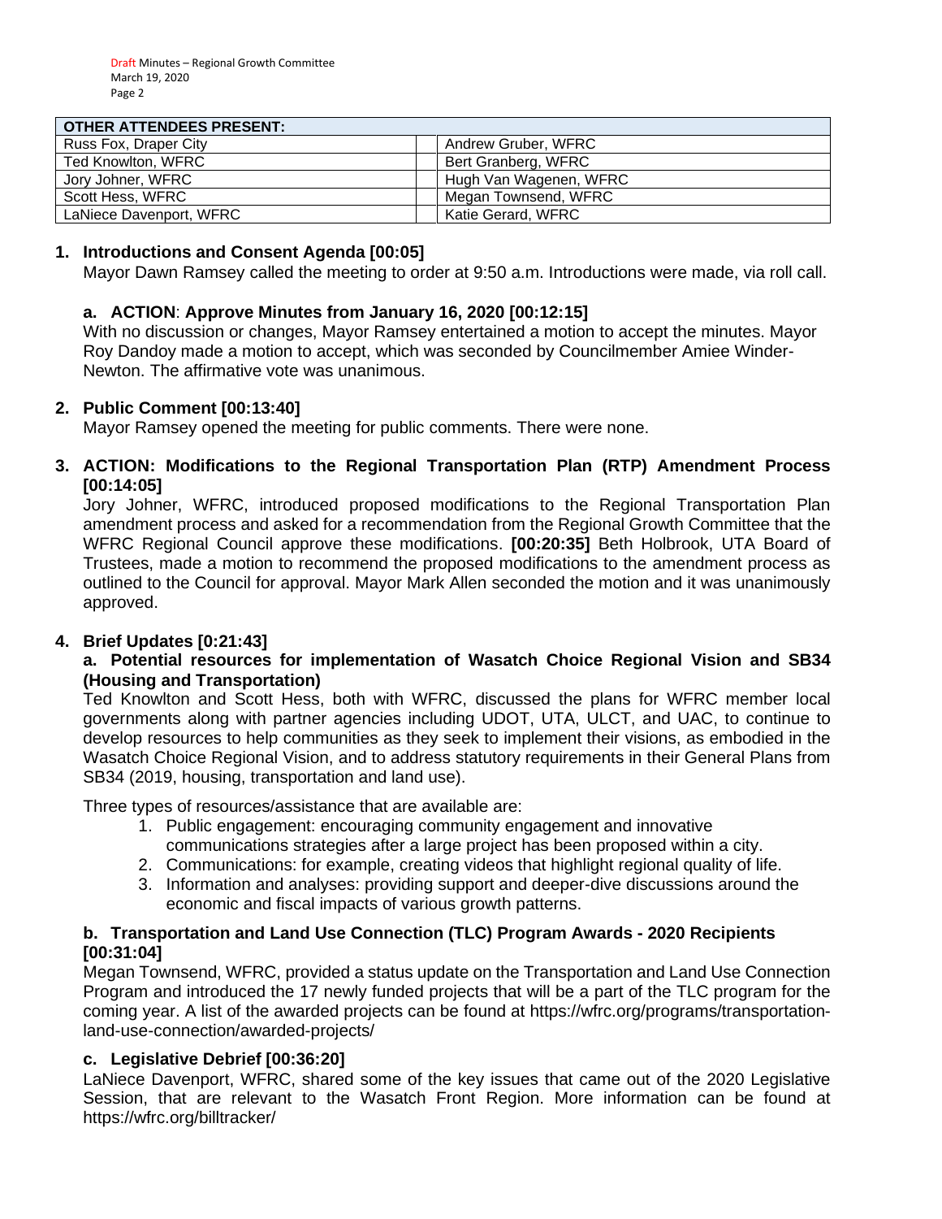| OTHER ATTENDEES PRESENT: | | |
|---|---|---|
| Russ Fox, Draper City | | Andrew Gruber, WFRC |
| Ted Knowlton, WFRC | | Bert Granberg, WFRC |
| Jory Johner, WFRC | | Hugh Van Wagenen, WFRC |
| Scott Hess, WFRC | | Megan Townsend, WFRC |
| LaNiece Davenport, WFRC | | Katie Gerard, WFRC |

**1. Introductions and Consent Agenda [00:05]**

Mayor Dawn Ramsey called the meeting to order at 9:50 a.m. Introductions were made, via roll call.

**a. ACTION: Approve Minutes from January 16, 2020 [00:12:15]**

With no discussion or changes, Mayor Ramsey entertained a motion to accept the minutes. Mayor Roy Dandoy made a motion to accept, which was seconded by Councilmember Amiee Winder-Newton. The affirmative vote was unanimous.

**2. Public Comment [00:13:40]**

Mayor Ramsey opened the meeting for public comments. There were none.

**3. ACTION: Modifications to the Regional Transportation Plan (RTP) Amendment Process [00:14:05]**

Jory Johner, WFRC, introduced proposed modifications to the Regional Transportation Plan amendment process and asked for a recommendation from the Regional Growth Committee that the WFRC Regional Council approve these modifications. **[00:20:35]** Beth Holbrook, UTA Board of Trustees, made a motion to recommend the proposed modifications to the amendment process as outlined to the Council for approval. Mayor Mark Allen seconded the motion and it was unanimously approved.

**4. Brief Updates [0:21:43]**

**a. Potential resources for implementation of Wasatch Choice Regional Vision and SB34 (Housing and Transportation)**

Ted Knowlton and Scott Hess, both with WFRC, discussed the plans for WFRC member local governments along with partner agencies including UDOT, UTA, ULCT, and UAC, to continue to develop resources to help communities as they seek to implement their visions, as embodied in the Wasatch Choice Regional Vision, and to address statutory requirements in their General Plans from SB34 (2019, housing, transportation and land use).

Three types of resources/assistance that are available are:

1. Public engagement: encouraging community engagement and innovative communications strategies after a large project has been proposed within a city.
2. Communications: for example, creating videos that highlight regional quality of life.
3. Information and analyses: providing support and deeper-dive discussions around the economic and fiscal impacts of various growth patterns.

**b. Transportation and Land Use Connection (TLC) Program Awards - 2020 Recipients [00:31:04]**

Megan Townsend, WFRC, provided a status update on the Transportation and Land Use Connection Program and introduced the 17 newly funded projects that will be a part of the TLC program for the coming year. A list of the awarded projects can be found at https://wfrc.org/programs/transportation-land-use-connection/awarded-projects/

**c. Legislative Debrief [00:36:20]**

LaNiece Davenport, WFRC, shared some of the key issues that came out of the 2020 Legislative Session, that are relevant to the Wasatch Front Region. More information can be found at https://wfrc.org/billtracker/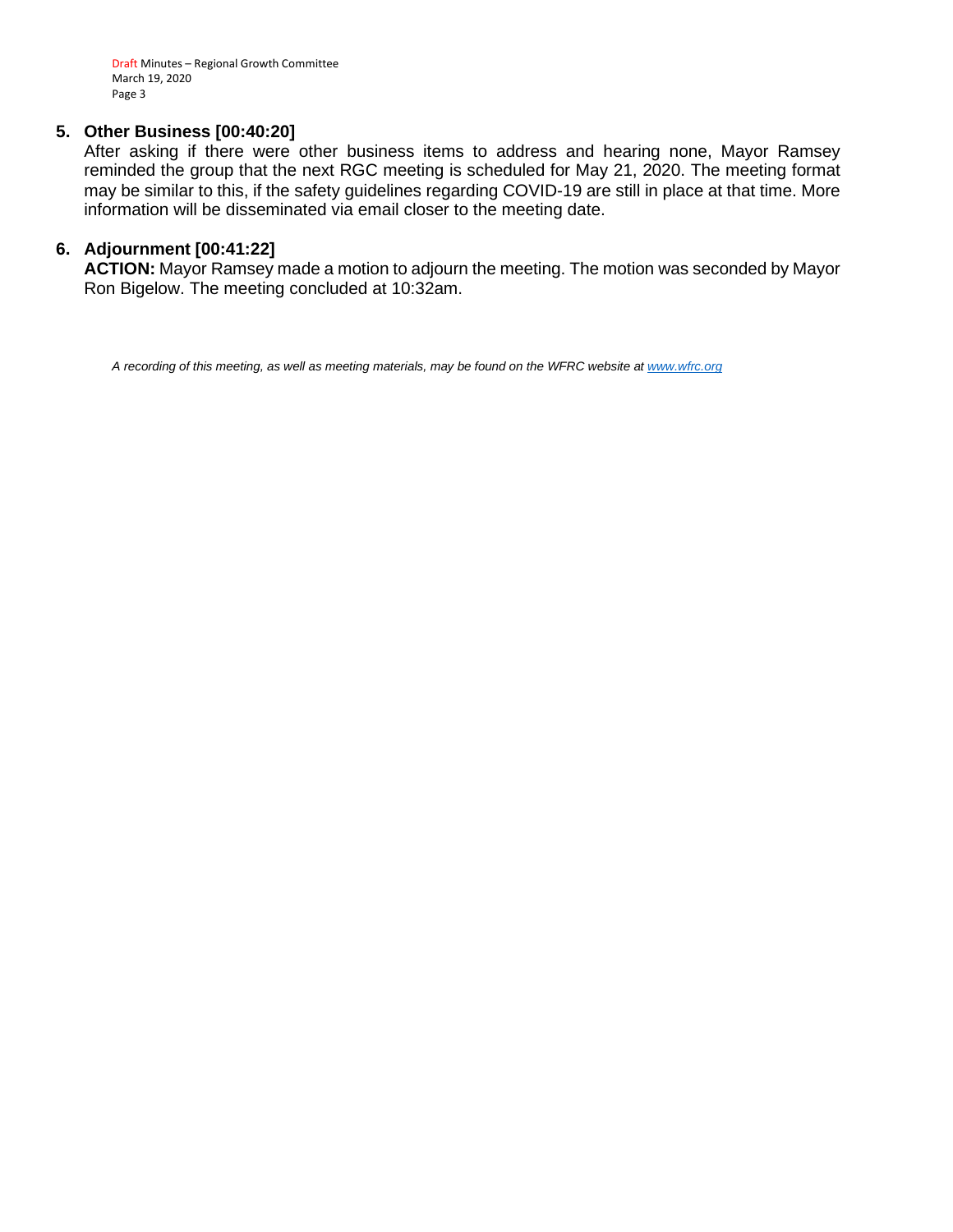## 5. Other Business [00:40:20]

After asking if there were other business items to address and hearing none, Mayor Ramsey reminded the group that the next RGC meeting is scheduled for May 21, 2020. The meeting format may be similar to this, if the safety guidelines regarding COVID-19 are still in place at that time. More information will be disseminated via email closer to the meeting date.

## 6. Adjournment [00:41:22]

**ACTION:** Mayor Ramsey made a motion to adjourn the meeting. The motion was seconded by Mayor Ron Bigelow. The meeting concluded at 10:32am.

*A recording of this meeting, as well as meeting materials, may be found on the WFRC website at [www.wfrc.org](www.wfrc.org)*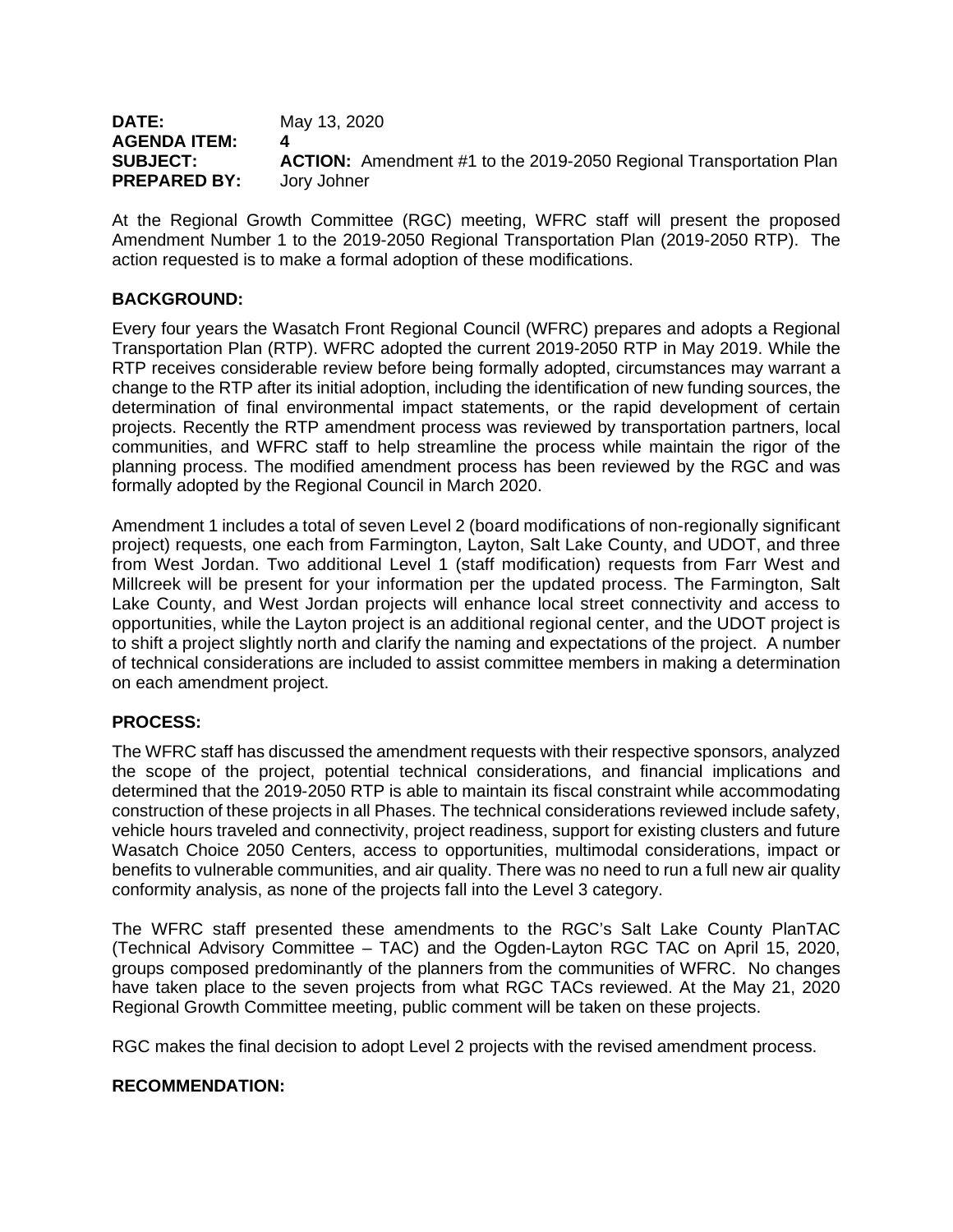**DATE:** May 13, 2020
**AGENDA ITEM:** 4
**SUBJECT:** **ACTION:** Amendment #1 to the 2019-2050 Regional Transportation Plan
**PREPARED BY:** Jory Johner

At the Regional Growth Committee (RGC) meeting, WFRC staff will present the proposed Amendment Number 1 to the 2019-2050 Regional Transportation Plan (2019-2050 RTP). The action requested is to make a formal adoption of these modifications.

**BACKGROUND:**

Every four years the Wasatch Front Regional Council (WFRC) prepares and adopts a Regional Transportation Plan (RTP). WFRC adopted the current 2019-2050 RTP in May 2019. While the RTP receives considerable review before being formally adopted, circumstances may warrant a change to the RTP after its initial adoption, including the identification of new funding sources, the determination of final environmental impact statements, or the rapid development of certain projects. Recently the RTP amendment process was reviewed by transportation partners, local communities, and WFRC staff to help streamline the process while maintain the rigor of the planning process. The modified amendment process has been reviewed by the RGC and was formally adopted by the Regional Council in March 2020.

Amendment 1 includes a total of seven Level 2 (board modifications of non-regionally significant project) requests, one each from Farmington, Layton, Salt Lake County, and UDOT, and three from West Jordan. Two additional Level 1 (staff modification) requests from Farr West and Millcreek will be present for your information per the updated process. The Farmington, Salt Lake County, and West Jordan projects will enhance local street connectivity and access to opportunities, while the Layton project is an additional regional center, and the UDOT project is to shift a project slightly north and clarify the naming and expectations of the project. A number of technical considerations are included to assist committee members in making a determination on each amendment project.

**PROCESS:**

The WFRC staff has discussed the amendment requests with their respective sponsors, analyzed the scope of the project, potential technical considerations, and financial implications and determined that the 2019-2050 RTP is able to maintain its fiscal constraint while accommodating construction of these projects in all Phases. The technical considerations reviewed include safety, vehicle hours traveled and connectivity, project readiness, support for existing clusters and future Wasatch Choice 2050 Centers, access to opportunities, multimodal considerations, impact or benefits to vulnerable communities, and air quality. There was no need to run a full new air quality conformity analysis, as none of the projects fall into the Level 3 category.

The WFRC staff presented these amendments to the RGC's Salt Lake County PlanTAC (Technical Advisory Committee – TAC) and the Ogden-Layton RGC TAC on April 15, 2020, groups composed predominantly of the planners from the communities of WFRC. No changes have taken place to the seven projects from what RGC TACs reviewed. At the May 21, 2020 Regional Growth Committee meeting, public comment will be taken on these projects.

RGC makes the final decision to adopt Level 2 projects with the revised amendment process.

**RECOMMENDATION:**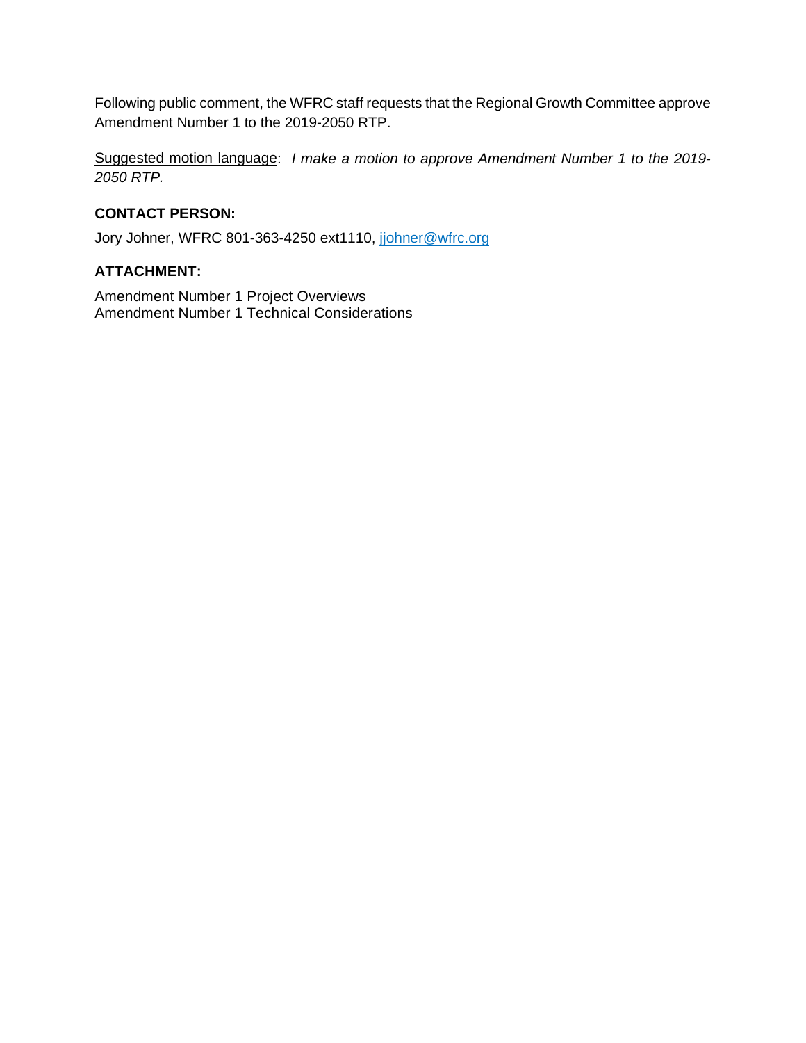Following public comment, the WFRC staff requests that the Regional Growth Committee approve Amendment Number 1 to the 2019-2050 RTP.

Suggested motion language: *I make a motion to approve Amendment Number 1 to the 2019-2050 RTP.*

**CONTACT PERSON:**

Jory Johner, WFRC 801-363-4250 ext1110, jjohner@wfrc.org

**ATTACHMENT:**

Amendment Number 1 Project Overviews
Amendment Number 1 Technical Considerations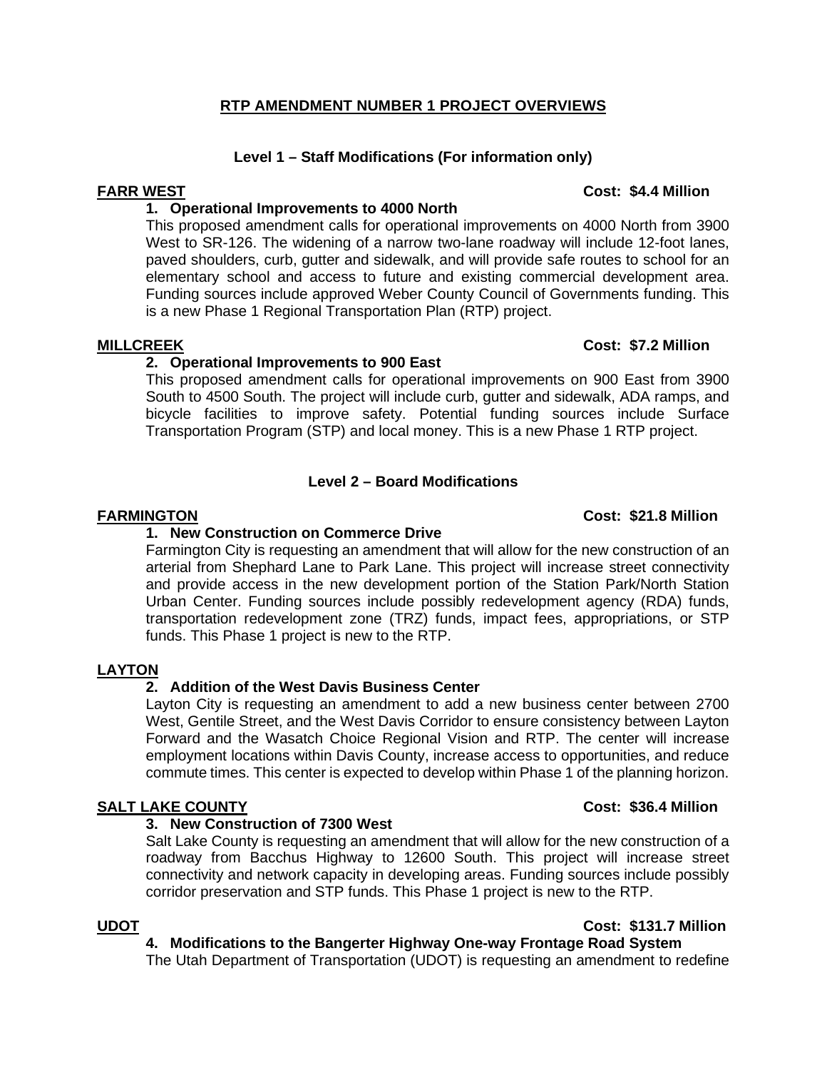## RTP AMENDMENT NUMBER 1 PROJECT OVERVIEWS

### Level 1 – Staff Modifications (For information only)

**FARR WEST** **Cost: $4.4 Million**

**1. Operational Improvements to 4000 North**

This proposed amendment calls for operational improvements on 4000 North from 3900 West to SR-126. The widening of a narrow two-lane roadway will include 12-foot lanes, paved shoulders, curb, gutter and sidewalk, and will provide safe routes to school for an elementary school and access to future and existing commercial development area. Funding sources include approved Weber County Council of Governments funding. This is a new Phase 1 Regional Transportation Plan (RTP) project.

**MILLCREEK** **Cost: $7.2 Million**

**2. Operational Improvements to 900 East**

This proposed amendment calls for operational improvements on 900 East from 3900 South to 4500 South. The project will include curb, gutter and sidewalk, ADA ramps, and bicycle facilities to improve safety. Potential funding sources include Surface Transportation Program (STP) and local money. This is a new Phase 1 RTP project.

### Level 2 – Board Modifications

**FARMINGTON** **Cost: $21.8 Million**

**1. New Construction on Commerce Drive**

Farmington City is requesting an amendment that will allow for the new construction of an arterial from Shephard Lane to Park Lane. This project will increase street connectivity and provide access in the new development portion of the Station Park/North Station Urban Center. Funding sources include possibly redevelopment agency (RDA) funds, transportation redevelopment zone (TRZ) funds, impact fees, appropriations, or STP funds. This Phase 1 project is new to the RTP.

**LAYTON**

**2. Addition of the West Davis Business Center**

Layton City is requesting an amendment to add a new business center between 2700 West, Gentile Street, and the West Davis Corridor to ensure consistency between Layton Forward and the Wasatch Choice Regional Vision and RTP. The center will increase employment locations within Davis County, increase access to opportunities, and reduce commute times. This center is expected to develop within Phase 1 of the planning horizon.

**SALT LAKE COUNTY** **Cost: $36.4 Million**

**3. New Construction of 7300 West**

Salt Lake County is requesting an amendment that will allow for the new construction of a roadway from Bacchus Highway to 12600 South. This project will increase street connectivity and network capacity in developing areas. Funding sources include possibly corridor preservation and STP funds. This Phase 1 project is new to the RTP.

**UDOT** **Cost: $131.7 Million**

**4. Modifications to the Bangerter Highway One-way Frontage Road System**

The Utah Department of Transportation (UDOT) is requesting an amendment to redefine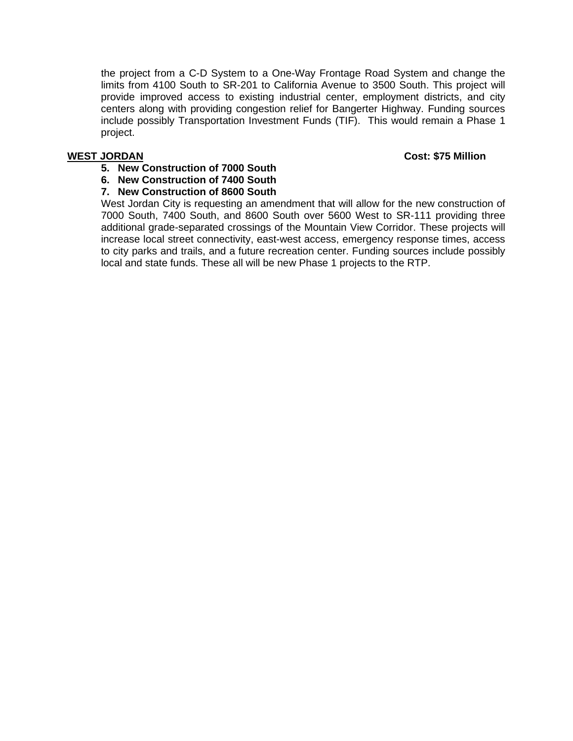the project from a C-D System to a One-Way Frontage Road System and change the limits from 4100 South to SR-201 to California Avenue to 3500 South. This project will provide improved access to existing industrial center, employment districts, and city centers along with providing congestion relief for Bangerter Highway. Funding sources include possibly Transportation Investment Funds (TIF). This would remain a Phase 1 project.

**WEST JORDAN** **Cost: $75 Million**

5. **New Construction of 7000 South**
6. **New Construction of 7400 South**
7. **New Construction of 8600 South**

West Jordan City is requesting an amendment that will allow for the new construction of 7000 South, 7400 South, and 8600 South over 5600 West to SR-111 providing three additional grade-separated crossings of the Mountain View Corridor. These projects will increase local street connectivity, east-west access, emergency response times, access to city parks and trails, and a future recreation center. Funding sources include possibly local and state funds. These all will be new Phase 1 projects to the RTP.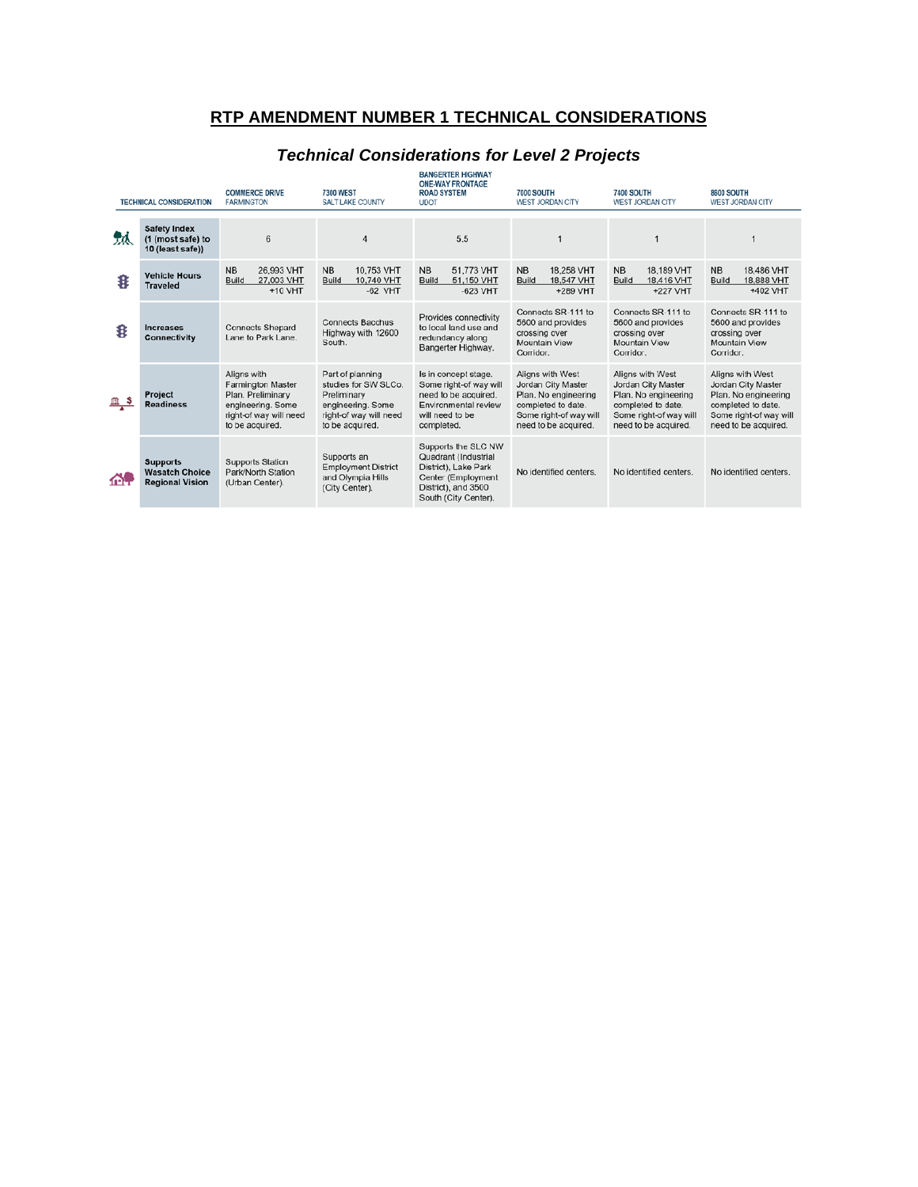## RTP AMENDMENT NUMBER 1 TECHNICAL CONSIDERATIONS

### *Technical Considerations for Level 2 Projects*

| TECHNICAL CONSIDERATION | COMMERCE DRIVE FARMINGTON | 7300 WEST SALT LAKE COUNTY | BANGERTER HIGHWAY ONE-WAY FRONTAGE ROAD SYSTEM UDOT | 7000 SOUTH WEST JORDAN CITY | 7400 SOUTH WEST JORDAN CITY | 8600 SOUTH WEST JORDAN CITY |
|---|---|---|---|---|---|---|
| **Safety Index (1 (most safe) to 10 (least safe))** | 6 | 4 | 5.5 | 1 | 1 | 1 |
| **Vehicle Hours Traveled** | NB 26,993 VHT<br>Build 27,003 VHT<br>+10 VHT | NB 10,753 VHT<br>Build 10,740 VHT<br>-62 VHT | NB 51,773 VHT<br>Build 51,150 VHT<br>-623 VHT | NB 18,258 VHT<br>Build 18,547 VHT<br>+289 VHT | NB 18,189 VHT<br>Build 18,416 VHT<br>+227 VHT | NB 18,486 VHT<br>Build 18,888 VHT<br>+402 VHT |
| **Increases Connectivity** | Connects Shepard Lane to Park Lane. | Connects Bacchus Highway with 12600 South. | Provides connectivity to local land use and redundancy along Bangerter Highway. | Connects SR-111 to 5600 and provides crossing over Mountain View Corridor. | Connects SR-111 to 5600 and provides crossing over Mountain View Corridor. | Connects SR-111 to 5600 and provides crossing over Mountain View Corridor. |
| **Project Readiness** | Aligns with Farmington Master Plan. Preliminary engineering. Some right-of way will need to be acquired. | Part of planning studies for SW SLCo. Preliminary engineering. Some right-of way will need to be acquired. | Is in concept stage. Some right-of way will need to be acquired. Environmental review will need to be completed. | Aligns with West Jordan City Master Plan. No engineering completed to date. Some right-of way will need to be acquired. | Aligns with West Jordan City Master Plan. No engineering completed to date. Some right-of way will need to be acquired. | Aligns with West Jordan City Master Plan. No engineering completed to date. Some right-of way will need to be acquired. |
| **Supports Wasatch Choice Regional Vision** | Supports Station Park/North Station (Urban Center). | Supports an Employment District and Olympia Hills (City Center). | Supports the SLC NW Quadrant (Industrial District), Lake Park Center (Employment District), and 3500 South (City Center). | No identified centers. | No identified centers. | No identified centers. |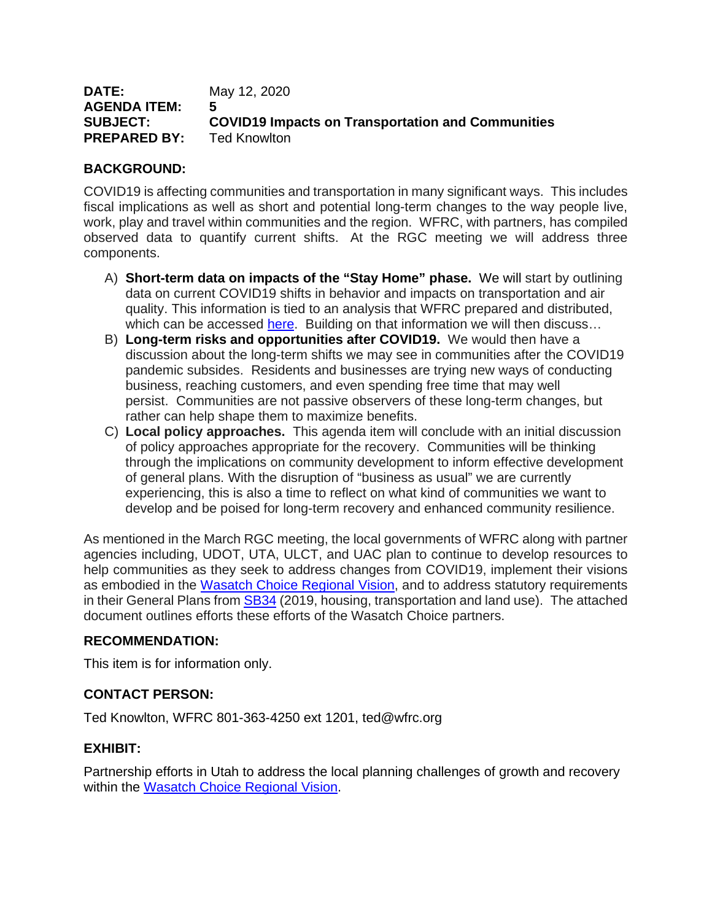**DATE:** May 12, 2020
**AGENDA ITEM:** **5**
**SUBJECT:** **COVID19 Impacts on Transportation and Communities**
**PREPARED BY:** Ted Knowlton

**BACKGROUND:**

COVID19 is affecting communities and transportation in many significant ways. This includes fiscal implications as well as short and potential long-term changes to the way people live, work, play and travel within communities and the region. WFRC, with partners, has compiled observed data to quantify current shifts. At the RGC meeting we will address three components.

A) **Short-term data on impacts of the "Stay Home" phase.** We will start by outlining data on current COVID19 shifts in behavior and impacts on transportation and air quality. This information is tied to an analysis that WFRC prepared and distributed, which can be accessed here. Building on that information we will then discuss…
B) **Long-term risks and opportunities after COVID19.** We would then have a discussion about the long-term shifts we may see in communities after the COVID19 pandemic subsides. Residents and businesses are trying new ways of conducting business, reaching customers, and even spending free time that may well persist. Communities are not passive observers of these long-term changes, but rather can help shape them to maximize benefits.
C) **Local policy approaches.** This agenda item will conclude with an initial discussion of policy approaches appropriate for the recovery. Communities will be thinking through the implications on community development to inform effective development of general plans. With the disruption of "business as usual" we are currently experiencing, this is also a time to reflect on what kind of communities we want to develop and be poised for long-term recovery and enhanced community resilience.

As mentioned in the March RGC meeting, the local governments of WFRC along with partner agencies including, UDOT, UTA, ULCT, and UAC plan to continue to develop resources to help communities as they seek to address changes from COVID19, implement their visions as embodied in the Wasatch Choice Regional Vision, and to address statutory requirements in their General Plans from SB34 (2019, housing, transportation and land use). The attached document outlines efforts these efforts of the Wasatch Choice partners.

**RECOMMENDATION:**

This item is for information only.

**CONTACT PERSON:**

Ted Knowlton, WFRC 801-363-4250 ext 1201, ted@wfrc.org

**EXHIBIT:**

Partnership efforts in Utah to address the local planning challenges of growth and recovery within the Wasatch Choice Regional Vision.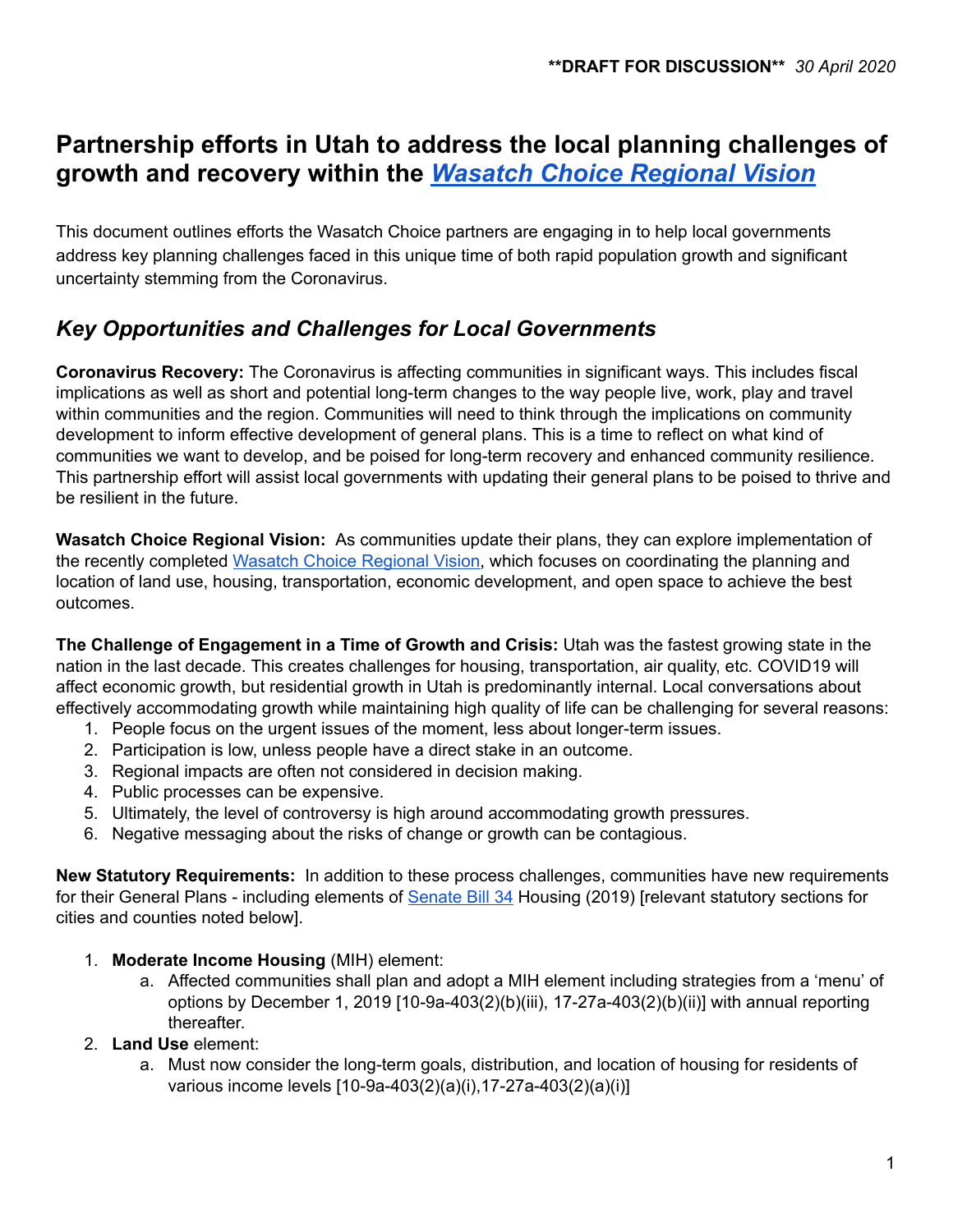**DRAFT FOR DISCUSSION** *30 April 2020*

# Partnership efforts in Utah to address the local planning challenges of growth and recovery within the *Wasatch Choice Regional Vision*

This document outlines efforts the Wasatch Choice partners are engaging in to help local governments address key planning challenges faced in this unique time of both rapid population growth and significant uncertainty stemming from the Coronavirus.

## *Key Opportunities and Challenges for Local Governments*

**Coronavirus Recovery:** The Coronavirus is affecting communities in significant ways. This includes fiscal implications as well as short and potential long-term changes to the way people live, work, play and travel within communities and the region. Communities will need to think through the implications on community development to inform effective development of general plans. This is a time to reflect on what kind of communities we want to develop, and be poised for long-term recovery and enhanced community resilience. This partnership effort will assist local governments with updating their general plans to be poised to thrive and be resilient in the future.

**Wasatch Choice Regional Vision:** As communities update their plans, they can explore implementation of the recently completed Wasatch Choice Regional Vision, which focuses on coordinating the planning and location of land use, housing, transportation, economic development, and open space to achieve the best outcomes.

**The Challenge of Engagement in a Time of Growth and Crisis:** Utah was the fastest growing state in the nation in the last decade. This creates challenges for housing, transportation, air quality, etc. COVID19 will affect economic growth, but residential growth in Utah is predominantly internal. Local conversations about effectively accommodating growth while maintaining high quality of life can be challenging for several reasons:

1. People focus on the urgent issues of the moment, less about longer-term issues.
2. Participation is low, unless people have a direct stake in an outcome.
3. Regional impacts are often not considered in decision making.
4. Public processes can be expensive.
5. Ultimately, the level of controversy is high around accommodating growth pressures.
6. Negative messaging about the risks of change or growth can be contagious.

**New Statutory Requirements:** In addition to these process challenges, communities have new requirements for their General Plans - including elements of Senate Bill 34 Housing (2019) [relevant statutory sections for cities and counties noted below].

1. **Moderate Income Housing** (MIH) element:
    a. Affected communities shall plan and adopt a MIH element including strategies from a 'menu' of options by December 1, 2019 [10-9a-403(2)(b)(iii), 17-27a-403(2)(b)(ii)] with annual reporting thereafter.
2. **Land Use** element:
    a. Must now consider the long-term goals, distribution, and location of housing for residents of various income levels [10-9a-403(2)(a)(i),17-27a-403(2)(a)(i)]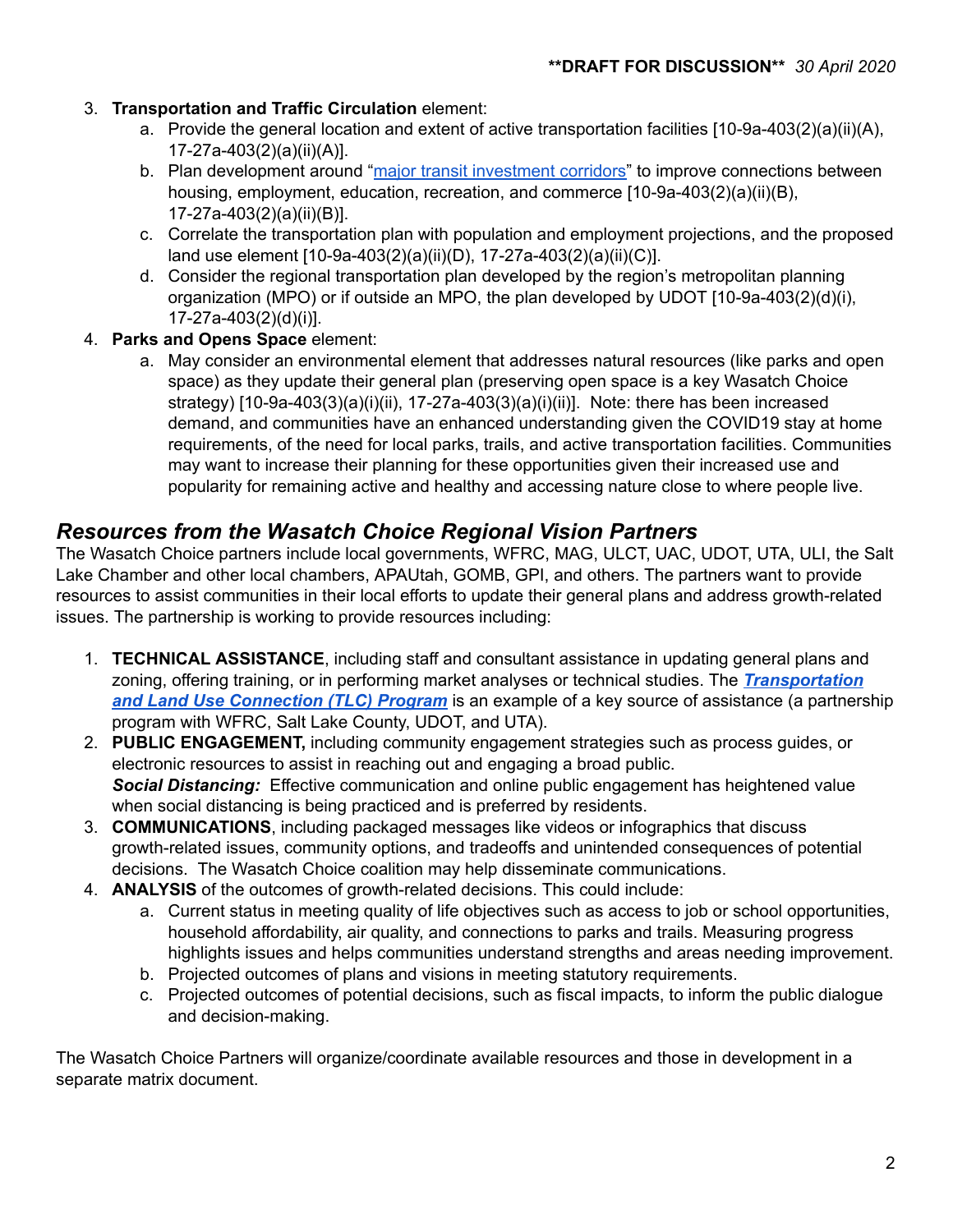3. **Transportation and Traffic Circulation** element:
    a. Provide the general location and extent of active transportation facilities [10-9a-403(2)(a)(ii)(A), 17-27a-403(2)(a)(ii)(A)].
    b. Plan development around "major transit investment corridors" to improve connections between housing, employment, education, recreation, and commerce [10-9a-403(2)(a)(ii)(B), 17-27a-403(2)(a)(ii)(B)].
    c. Correlate the transportation plan with population and employment projections, and the proposed land use element [10-9a-403(2)(a)(ii)(D), 17-27a-403(2)(a)(ii)(C)].
    d. Consider the regional transportation plan developed by the region's metropolitan planning organization (MPO) or if outside an MPO, the plan developed by UDOT [10-9a-403(2)(d)(i), 17-27a-403(2)(d)(i)].
4. **Parks and Opens Space** element:
    a. May consider an environmental element that addresses natural resources (like parks and open space) as they update their general plan (preserving open space is a key Wasatch Choice strategy) [10-9a-403(3)(a)(i)(ii), 17-27a-403(3)(a)(i)(ii)]. Note: there has been increased demand, and communities have an enhanced understanding given the COVID19 stay at home requirements, of the need for local parks, trails, and active transportation facilities. Communities may want to increase their planning for these opportunities given their increased use and popularity for remaining active and healthy and accessing nature close to where people live.

## *Resources from the Wasatch Choice Regional Vision Partners*

The Wasatch Choice partners include local governments, WFRC, MAG, ULCT, UAC, UDOT, UTA, ULI, the Salt Lake Chamber and other local chambers, APAUtah, GOMB, GPI, and others. The partners want to provide resources to assist communities in their local efforts to update their general plans and address growth-related issues. The partnership is working to provide resources including:

1. **TECHNICAL ASSISTANCE**, including staff and consultant assistance in updating general plans and zoning, offering training, or in performing market analyses or technical studies. The ***Transportation and Land Use Connection (TLC) Program*** is an example of a key source of assistance (a partnership program with WFRC, Salt Lake County, UDOT, and UTA).
2. **PUBLIC ENGAGEMENT,** including community engagement strategies such as process guides, or electronic resources to assist in reaching out and engaging a broad public.
   ***Social Distancing:*** Effective communication and online public engagement has heightened value when social distancing is being practiced and is preferred by residents.
3. **COMMUNICATIONS**, including packaged messages like videos or infographics that discuss growth-related issues, community options, and tradeoffs and unintended consequences of potential decisions. The Wasatch Choice coalition may help disseminate communications.
4. **ANALYSIS** of the outcomes of growth-related decisions. This could include:
    a. Current status in meeting quality of life objectives such as access to job or school opportunities, household affordability, air quality, and connections to parks and trails. Measuring progress highlights issues and helps communities understand strengths and areas needing improvement.
    b. Projected outcomes of plans and visions in meeting statutory requirements.
    c. Projected outcomes of potential decisions, such as fiscal impacts, to inform the public dialogue and decision-making.

The Wasatch Choice Partners will organize/coordinate available resources and those in development in a separate matrix document.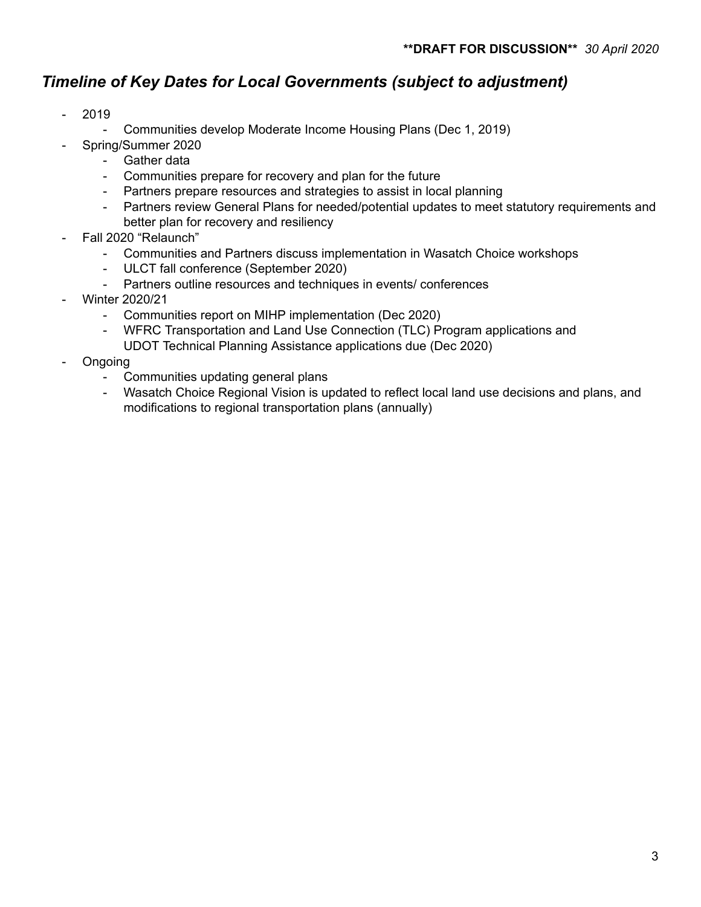**DRAFT FOR DISCUSSION** *30 April 2020*

## *Timeline of Key Dates for Local Governments (subject to adjustment)*

- 2019
  - Communities develop Moderate Income Housing Plans (Dec 1, 2019)
- Spring/Summer 2020
  - Gather data
  - Communities prepare for recovery and plan for the future
  - Partners prepare resources and strategies to assist in local planning
  - Partners review General Plans for needed/potential updates to meet statutory requirements and better plan for recovery and resiliency
- Fall 2020 "Relaunch"
  - Communities and Partners discuss implementation in Wasatch Choice workshops
  - ULCT fall conference (September 2020)
  - Partners outline resources and techniques in events/ conferences
- Winter 2020/21
  - Communities report on MIHP implementation (Dec 2020)
  - WFRC Transportation and Land Use Connection (TLC) Program applications and UDOT Technical Planning Assistance applications due (Dec 2020)
- Ongoing
  - Communities updating general plans
  - Wasatch Choice Regional Vision is updated to reflect local land use decisions and plans, and modifications to regional transportation plans (annually)